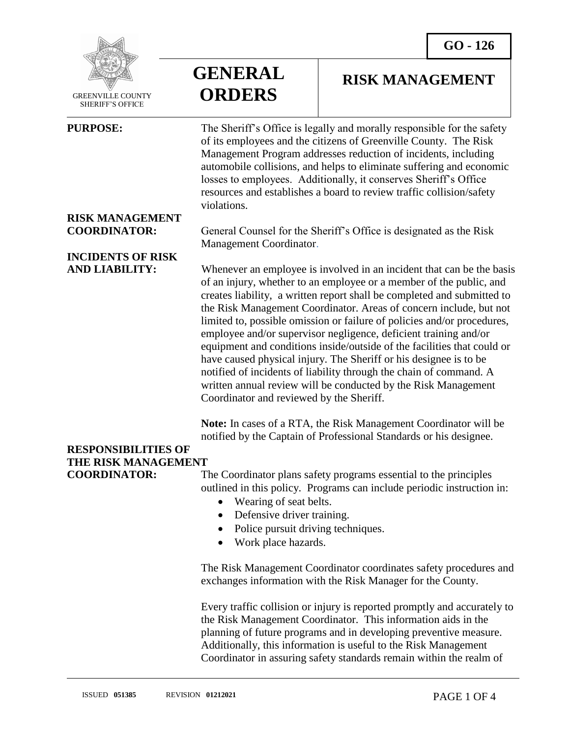GO - 126

GREENVILLE COUNTY SHERIFF'S OFFICE

# GENERAL ORDERS

# RISK MANAGEMENT

**PURPOSE:** The Sheriff's Office is legally and morally responsible for the safety of its employees and the citizens of Greenville County. The Risk Management Program addresses reduction of incidents, including automobile collisions, and helps to eliminate suffering and economic losses to employees. Additionally, it conserves Sheriff's Office resources and establishes a board to review traffic collision/safety violations.

**RISK MANAGEMENT COORDINATOR:** General Counsel for the Sheriff's Office is designated as the Risk Management Coordinator.

**INCIDENTS OF RISK AND LIABILITY:** Whenever an employee is involved in an incident that can be the basis of an injury, whether to an employee or a member of the public, and creates liability, a written report shall be completed and submitted to the Risk Management Coordinator. Areas of concern include, but not limited to, possible omission or failure of policies and/or procedures, employee and/or supervisor negligence, deficient training and/or equipment and conditions inside/outside of the facilities that could or have caused physical injury. The Sheriff or his designee is to be notified of incidents of liability through the chain of command. A written annual review will be conducted by the Risk Management Coordinator and reviewed by the Sheriff.

**Note:** In cases of a RTA, the Risk Management Coordinator will be notified by the Captain of Professional Standards or his designee.

**RESPONSIBILITIES OF THE RISK MANAGEMENT COORDINATOR:** The Coordinator plans safety programs essential to the principles outlined in this policy. Programs can include periodic instruction in:

- Wearing of seat belts.
- Defensive driver training.
- Police pursuit driving techniques.
- Work place hazards.

The Risk Management Coordinator coordinates safety procedures and exchanges information with the Risk Manager for the County.

Every traffic collision or injury is reported promptly and accurately to the Risk Management Coordinator. This information aids in the planning of future programs and in developing preventive measure. Additionally, this information is useful to the Risk Management Coordinator in assuring safety standards remain within the realm of

ISSUED **051385** REVISION **01212021**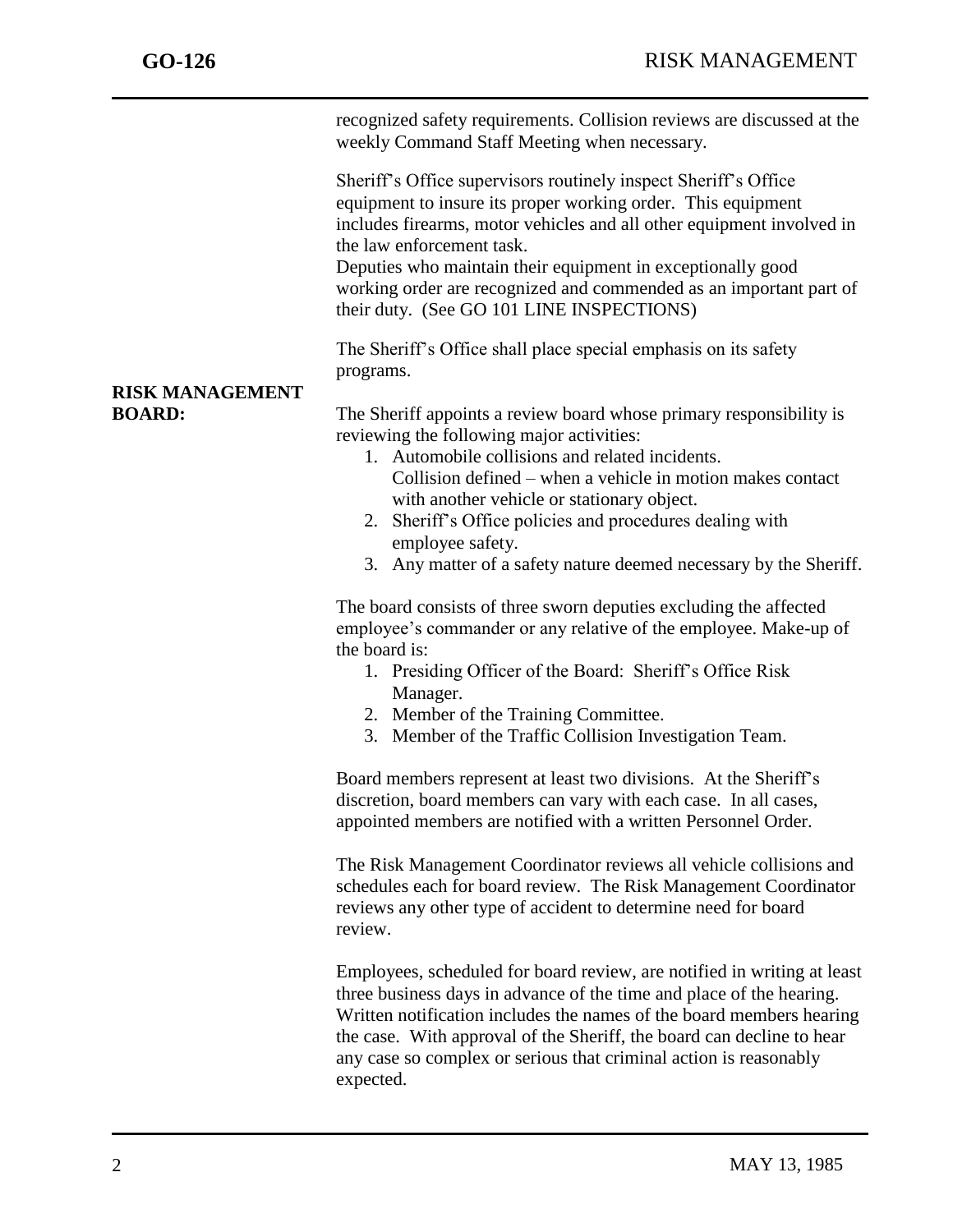recognized safety requirements. Collision reviews are discussed at the weekly Command Staff Meeting when necessary.

Sheriff's Office supervisors routinely inspect Sheriff's Office equipment to insure its proper working order. This equipment includes firearms, motor vehicles and all other equipment involved in the law enforcement task.
Deputies who maintain their equipment in exceptionally good working order are recognized and commended as an important part of their duty. (See GO 101 LINE INSPECTIONS)

The Sheriff's Office shall place special emphasis on its safety programs.

**RISK MANAGEMENT BOARD:**

The Sheriff appoints a review board whose primary responsibility is reviewing the following major activities:

1. Automobile collisions and related incidents.
   Collision defined – when a vehicle in motion makes contact with another vehicle or stationary object.
2. Sheriff's Office policies and procedures dealing with employee safety.
3. Any matter of a safety nature deemed necessary by the Sheriff.

The board consists of three sworn deputies excluding the affected employee's commander or any relative of the employee. Make-up of the board is:

1. Presiding Officer of the Board: Sheriff's Office Risk Manager.
2. Member of the Training Committee.
3. Member of the Traffic Collision Investigation Team.

Board members represent at least two divisions. At the Sheriff's discretion, board members can vary with each case. In all cases, appointed members are notified with a written Personnel Order.

The Risk Management Coordinator reviews all vehicle collisions and schedules each for board review. The Risk Management Coordinator reviews any other type of accident to determine need for board review.

Employees, scheduled for board review, are notified in writing at least three business days in advance of the time and place of the hearing. Written notification includes the names of the board members hearing the case. With approval of the Sheriff, the board can decline to hear any case so complex or serious that criminal action is reasonably expected.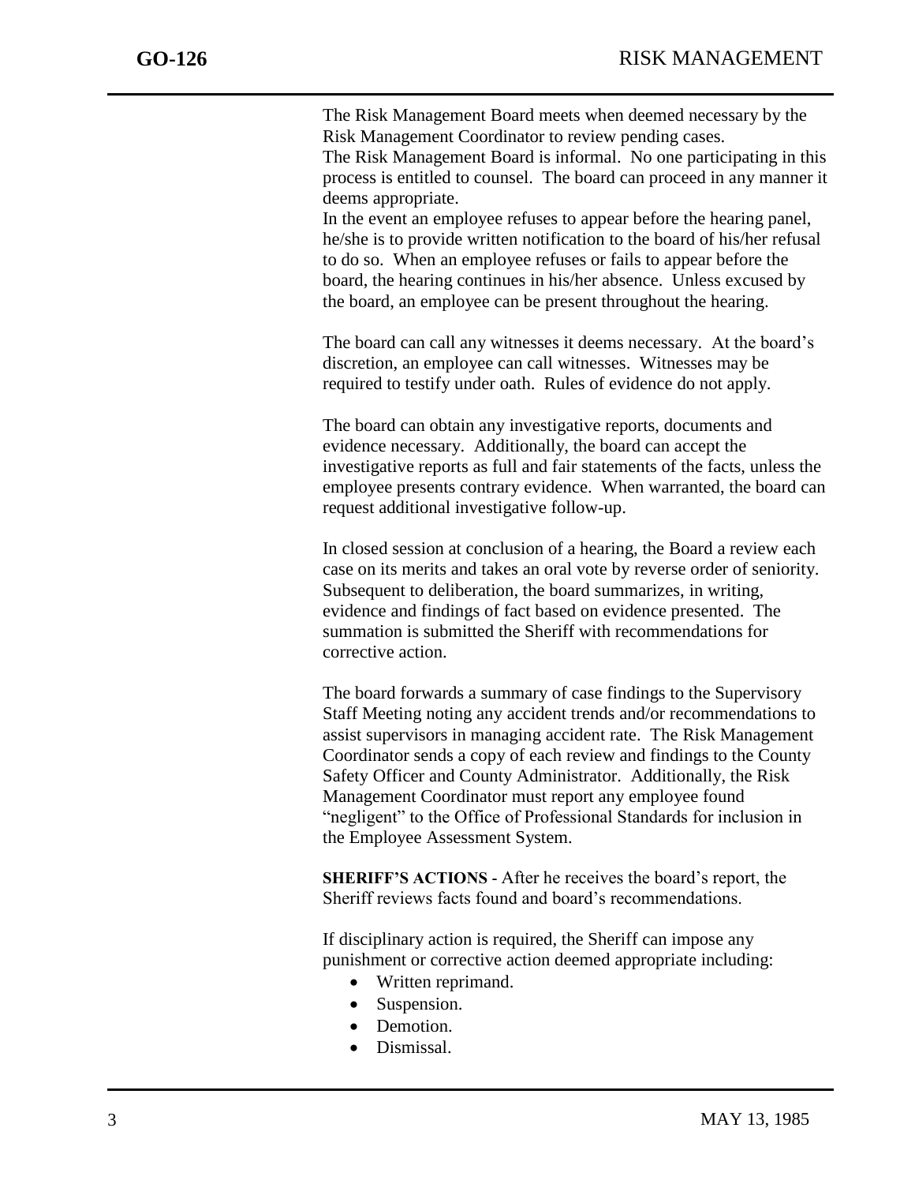The Risk Management Board meets when deemed necessary by the Risk Management Coordinator to review pending cases.
The Risk Management Board is informal. No one participating in this process is entitled to counsel. The board can proceed in any manner it deems appropriate.
In the event an employee refuses to appear before the hearing panel, he/she is to provide written notification to the board of his/her refusal to do so. When an employee refuses or fails to appear before the board, the hearing continues in his/her absence. Unless excused by the board, an employee can be present throughout the hearing.

The board can call any witnesses it deems necessary. At the board's discretion, an employee can call witnesses. Witnesses may be required to testify under oath. Rules of evidence do not apply.

The board can obtain any investigative reports, documents and evidence necessary. Additionally, the board can accept the investigative reports as full and fair statements of the facts, unless the employee presents contrary evidence. When warranted, the board can request additional investigative follow-up.

In closed session at conclusion of a hearing, the Board a review each case on its merits and takes an oral vote by reverse order of seniority. Subsequent to deliberation, the board summarizes, in writing, evidence and findings of fact based on evidence presented. The summation is submitted the Sheriff with recommendations for corrective action.

The board forwards a summary of case findings to the Supervisory Staff Meeting noting any accident trends and/or recommendations to assist supervisors in managing accident rate. The Risk Management Coordinator sends a copy of each review and findings to the County Safety Officer and County Administrator. Additionally, the Risk Management Coordinator must report any employee found "negligent" to the Office of Professional Standards for inclusion in the Employee Assessment System.

**SHERIFF'S ACTIONS** - After he receives the board's report, the Sheriff reviews facts found and board's recommendations.

If disciplinary action is required, the Sheriff can impose any punishment or corrective action deemed appropriate including:

- Written reprimand.
- Suspension.
- Demotion.
- Dismissal.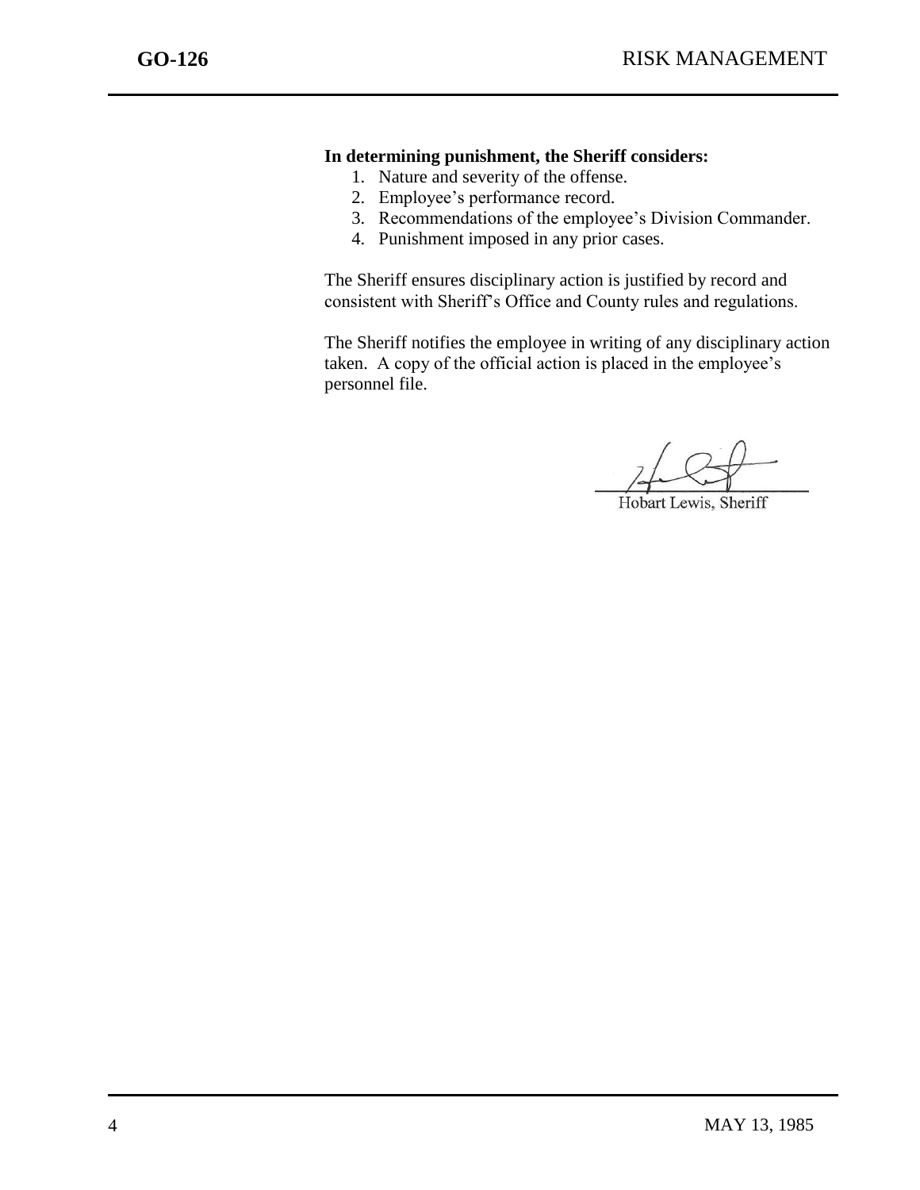**In determining punishment, the Sheriff considers:**

1. Nature and severity of the offense.
2. Employee's performance record.
3. Recommendations of the employee's Division Commander.
4. Punishment imposed in any prior cases.

The Sheriff ensures disciplinary action is justified by record and consistent with Sheriff's Office and County rules and regulations.

The Sheriff notifies the employee in writing of any disciplinary action taken. A copy of the official action is placed in the employee's personnel file.

Hobart Lewis, Sheriff